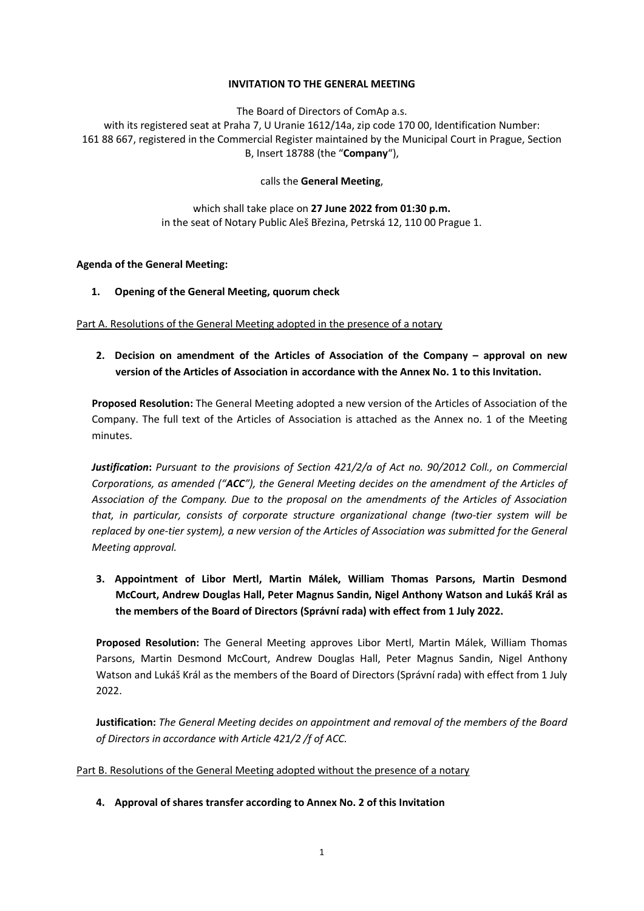**INVITATION TO THE GENERAL MEETING**

The Board of Directors of ComAp a.s.
with its registered seat at Praha 7, U Uranie 1612/14a, zip code 170 00, Identification Number: 161 88 667, registered in the Commercial Register maintained by the Municipal Court in Prague, Section B, Insert 18788 (the "**Company**"),

calls the **General Meeting**,

which shall take place on **27 June 2022 from 01:30 p.m.**
in the seat of Notary Public Aleš Březina, Petrská 12, 110 00 Prague 1.

**Agenda of the General Meeting:**

1. **Opening of the General Meeting, quorum check**

Part A. Resolutions of the General Meeting adopted in the presence of a notary

2. **Decision on amendment of the Articles of Association of the Company – approval on new version of the Articles of Association in accordance with the Annex No. 1 to this Invitation.**

**Proposed Resolution:** The General Meeting adopted a new version of the Articles of Association of the Company. The full text of the Articles of Association is attached as the Annex no. 1 of the Meeting minutes.

***Justification*:** *Pursuant to the provisions of Section 421/2/a of Act no. 90/2012 Coll., on Commercial Corporations, as amended ("**ACC**"), the General Meeting decides on the amendment of the Articles of Association of the Company. Due to the proposal on the amendments of the Articles of Association that, in particular, consists of corporate structure organizational change (two-tier system will be replaced by one-tier system), a new version of the Articles of Association was submitted for the General Meeting approval.*

3. **Appointment of Libor Mertl, Martin Málek, William Thomas Parsons, Martin Desmond McCourt, Andrew Douglas Hall, Peter Magnus Sandin, Nigel Anthony Watson and Lukáš Král as the members of the Board of Directors (Správní rada) with effect from 1 July 2022.**

**Proposed Resolution:** The General Meeting approves Libor Mertl, Martin Málek, William Thomas Parsons, Martin Desmond McCourt, Andrew Douglas Hall, Peter Magnus Sandin, Nigel Anthony Watson and Lukáš Král as the members of the Board of Directors (Správní rada) with effect from 1 July 2022.

**Justification:** *The General Meeting decides on appointment and removal of the members of the Board of Directors in accordance with Article 421/2 /f of ACC.*

Part B. Resolutions of the General Meeting adopted without the presence of a notary

4. **Approval of shares transfer according to Annex No. 2 of this Invitation**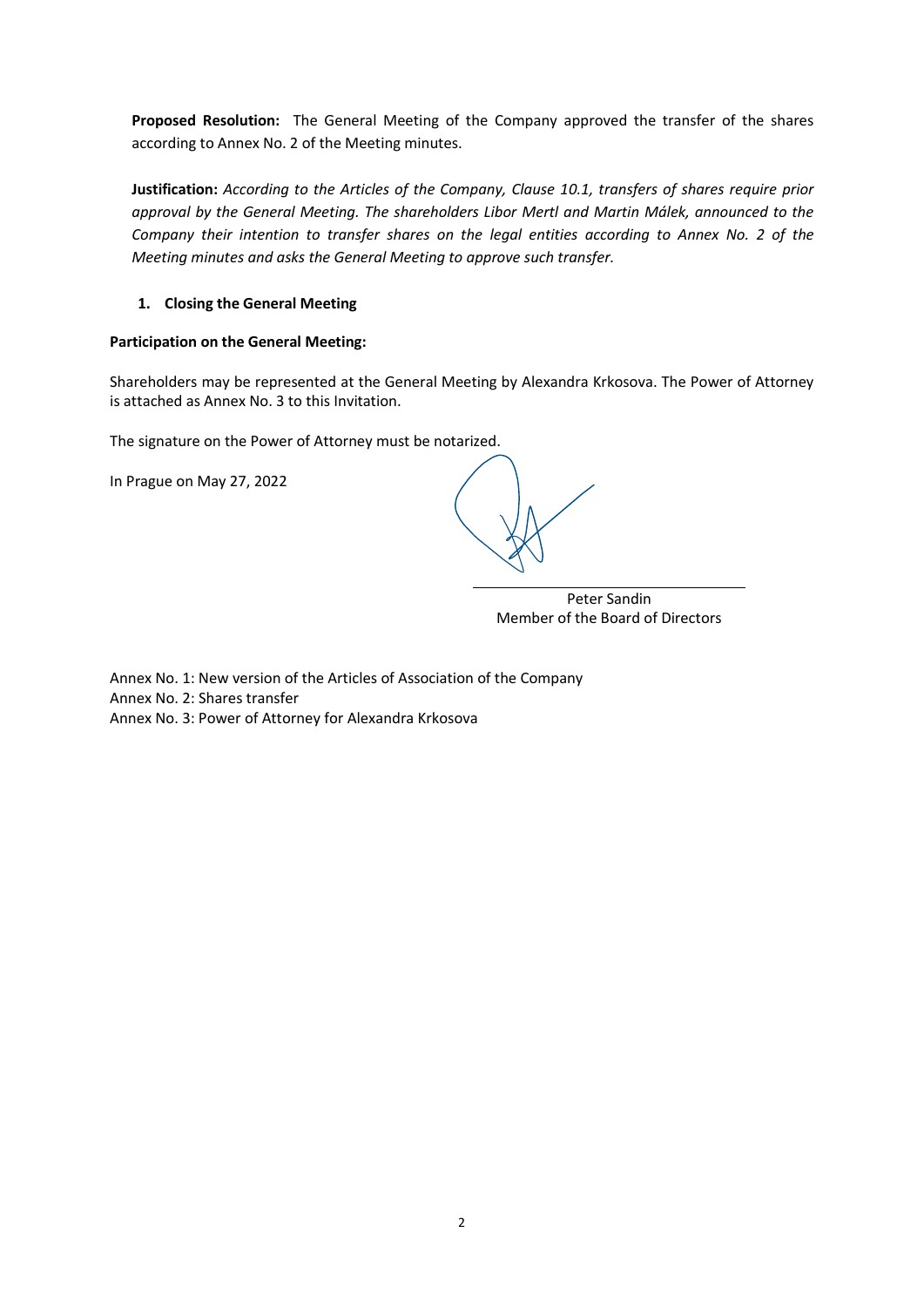**Proposed Resolution:** The General Meeting of the Company approved the transfer of the shares according to Annex No. 2 of the Meeting minutes.

**Justification:** *According to the Articles of the Company, Clause 10.1, transfers of shares require prior approval by the General Meeting. The shareholders Libor Mertl and Martin Málek, announced to the Company their intention to transfer shares on the legal entities according to Annex No. 2 of the Meeting minutes and asks the General Meeting to approve such transfer.*

1. **Closing the General Meeting**

**Participation on the General Meeting:**

Shareholders may be represented at the General Meeting by Alexandra Krkosova. The Power of Attorney is attached as Annex No. 3 to this Invitation.

The signature on the Power of Attorney must be notarized.

In Prague on May 27, 2022

Peter Sandin
Member of the Board of Directors

Annex No. 1: New version of the Articles of Association of the Company
Annex No. 2: Shares transfer
Annex No. 3: Power of Attorney for Alexandra Krkosova